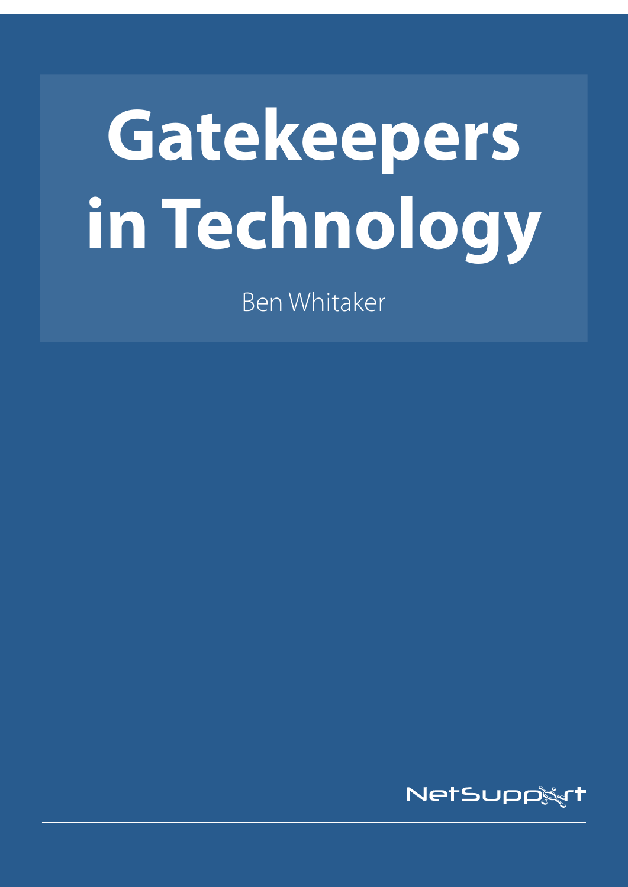# Gatekeepers in Technology

Ben Whitaker

NetSupport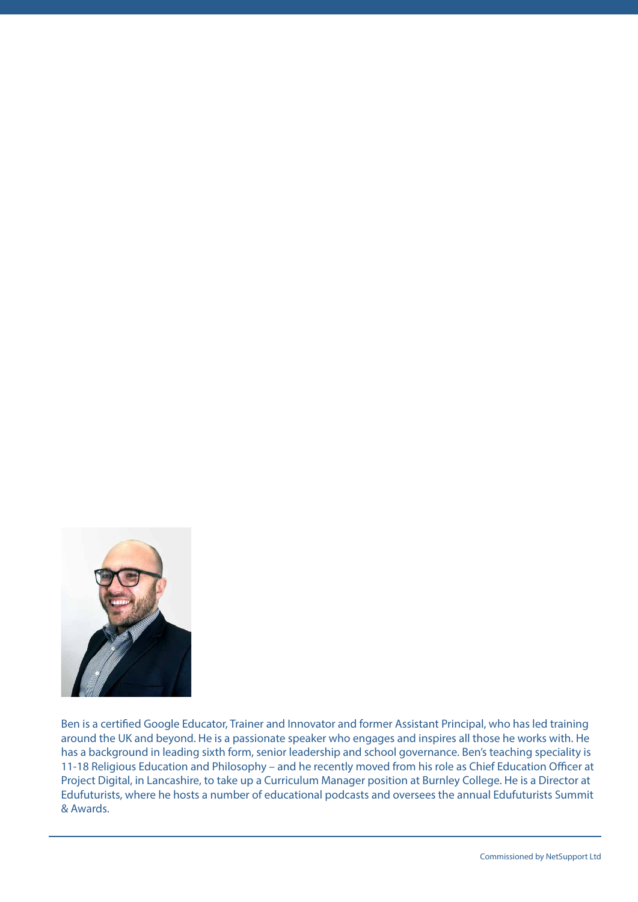Ben is a certified Google Educator, Trainer and Innovator and former Assistant Principal, who has led training around the UK and beyond. He is a passionate speaker who engages and inspires all those he works with. He has a background in leading sixth form, senior leadership and school governance. Ben's teaching speciality is 11-18 Religious Education and Philosophy – and he recently moved from his role as Chief Education Officer at Project Digital, in Lancashire, to take up a Curriculum Manager position at Burnley College. He is a Director at Edufuturists, where he hosts a number of educational podcasts and oversees the annual Edufuturists Summit & Awards.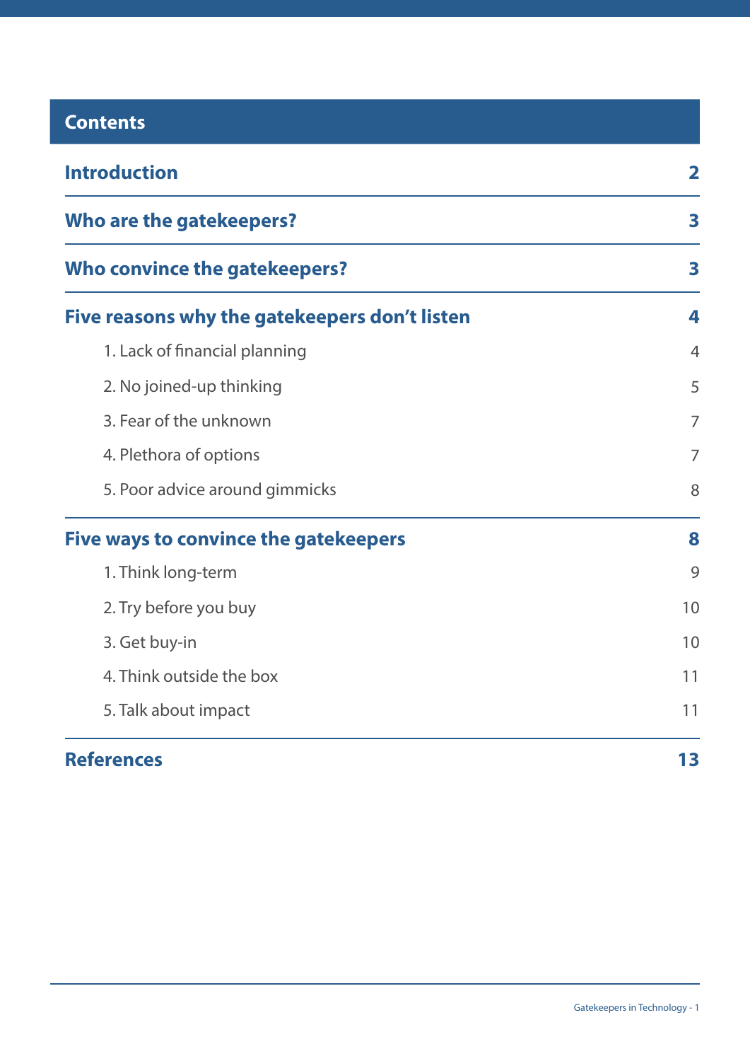## Contents

| | |
|---|---|
| **Introduction** | **2** |
| **Who are the gatekeepers?** | **3** |
| **Who convince the gatekeepers?** | **3** |
| **Five reasons why the gatekeepers don't listen** | **4** |
| 1. Lack of financial planning | 4 |
| 2. No joined-up thinking | 5 |
| 3. Fear of the unknown | 7 |
| 4. Plethora of options | 7 |
| 5. Poor advice around gimmicks | 8 |
| **Five ways to convince the gatekeepers** | **8** |
| 1. Think long-term | 9 |
| 2. Try before you buy | 10 |
| 3. Get buy-in | 10 |
| 4. Think outside the box | 11 |
| 5. Talk about impact | 11 |
| **References** | **13** |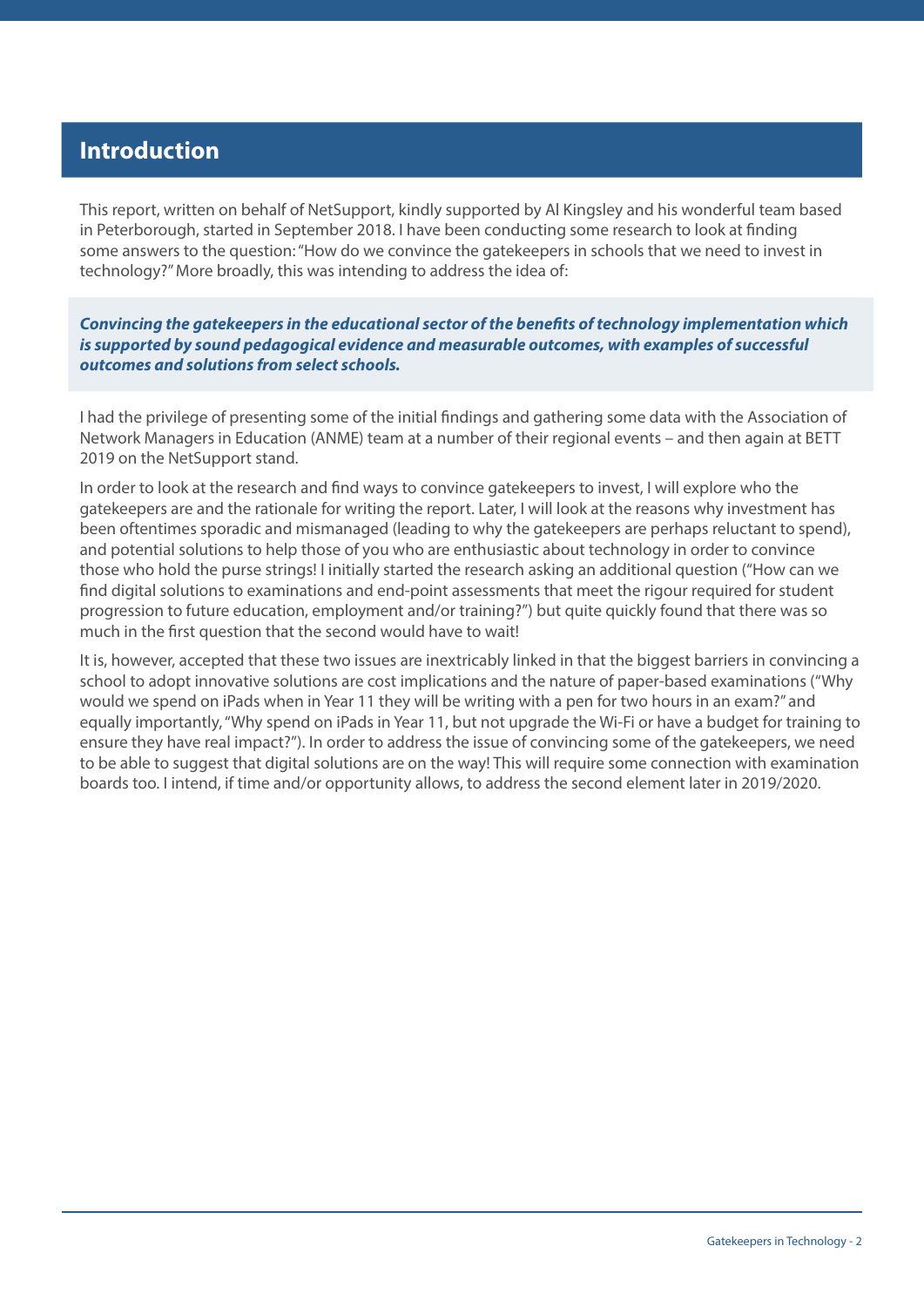## Introduction

This report, written on behalf of NetSupport, kindly supported by Al Kingsley and his wonderful team based in Peterborough, started in September 2018. I have been conducting some research to look at finding some answers to the question: "How do we convince the gatekeepers in schools that we need to invest in technology?" More broadly, this was intending to address the idea of:

***Convincing the gatekeepers in the educational sector of the benefits of technology implementation which is supported by sound pedagogical evidence and measurable outcomes, with examples of successful outcomes and solutions from select schools.***

I had the privilege of presenting some of the initial findings and gathering some data with the Association of Network Managers in Education (ANME) team at a number of their regional events – and then again at BETT 2019 on the NetSupport stand.

In order to look at the research and find ways to convince gatekeepers to invest, I will explore who the gatekeepers are and the rationale for writing the report. Later, I will look at the reasons why investment has been oftentimes sporadic and mismanaged (leading to why the gatekeepers are perhaps reluctant to spend), and potential solutions to help those of you who are enthusiastic about technology in order to convince those who hold the purse strings! I initially started the research asking an additional question ("How can we find digital solutions to examinations and end-point assessments that meet the rigour required for student progression to future education, employment and/or training?") but quite quickly found that there was so much in the first question that the second would have to wait!

It is, however, accepted that these two issues are inextricably linked in that the biggest barriers in convincing a school to adopt innovative solutions are cost implications and the nature of paper-based examinations ("Why would we spend on iPads when in Year 11 they will be writing with a pen for two hours in an exam?" and equally importantly, "Why spend on iPads in Year 11, but not upgrade the Wi-Fi or have a budget for training to ensure they have real impact?"). In order to address the issue of convincing some of the gatekeepers, we need to be able to suggest that digital solutions are on the way! This will require some connection with examination boards too. I intend, if time and/or opportunity allows, to address the second element later in 2019/2020.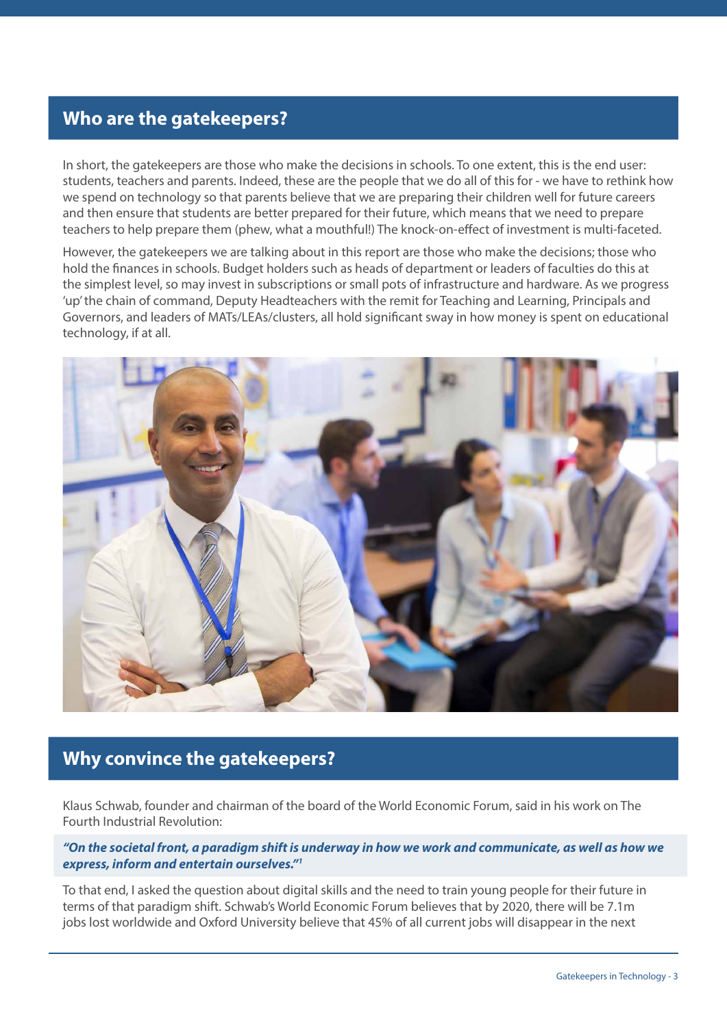## Who are the gatekeepers?

In short, the gatekeepers are those who make the decisions in schools. To one extent, this is the end user: students, teachers and parents. Indeed, these are the people that we do all of this for - we have to rethink how we spend on technology so that parents believe that we are preparing their children well for future careers and then ensure that students are better prepared for their future, which means that we need to prepare teachers to help prepare them (phew, what a mouthful!) The knock-on-effect of investment is multi-faceted.

However, the gatekeepers we are talking about in this report are those who make the decisions; those who hold the finances in schools. Budget holders such as heads of department or leaders of faculties do this at the simplest level, so may invest in subscriptions or small pots of infrastructure and hardware. As we progress 'up' the chain of command, Deputy Headteachers with the remit for Teaching and Learning, Principals and Governors, and leaders of MATs/LEAs/clusters, all hold significant sway in how money is spent on educational technology, if at all.

## Why convince the gatekeepers?

Klaus Schwab, founder and chairman of the board of the World Economic Forum, said in his work on The Fourth Industrial Revolution:

> ***"On the societal front, a paradigm shift is underway in how we work and communicate, as well as how we express, inform and entertain ourselves."[1]***

To that end, I asked the question about digital skills and the need to train young people for their future in terms of that paradigm shift. Schwab's World Economic Forum believes that by 2020, there will be 7.1m jobs lost worldwide and Oxford University believe that 45% of all current jobs will disappear in the next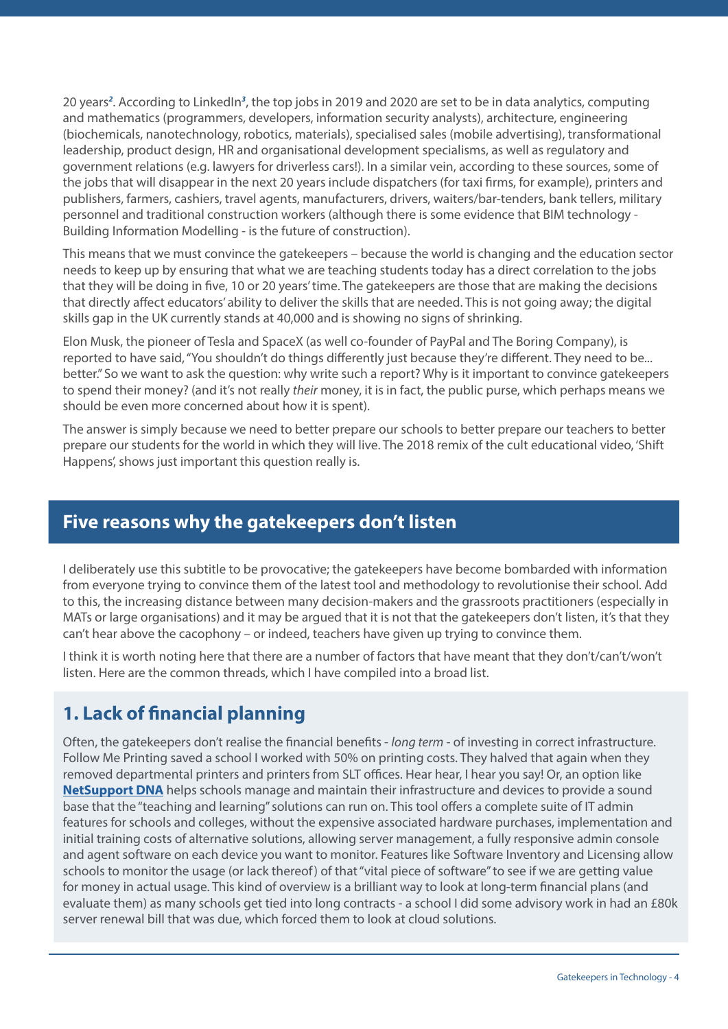20 years[2]. According to LinkedIn[3], the top jobs in 2019 and 2020 are set to be in data analytics, computing and mathematics (programmers, developers, information security analysts), architecture, engineering (biochemicals, nanotechnology, robotics, materials), specialised sales (mobile advertising), transformational leadership, product design, HR and organisational development specialisms, as well as regulatory and government relations (e.g. lawyers for driverless cars!). In a similar vein, according to these sources, some of the jobs that will disappear in the next 20 years include dispatchers (for taxi firms, for example), printers and publishers, farmers, cashiers, travel agents, manufacturers, drivers, waiters/bar-tenders, bank tellers, military personnel and traditional construction workers (although there is some evidence that BIM technology - Building Information Modelling - is the future of construction).

This means that we must convince the gatekeepers – because the world is changing and the education sector needs to keep up by ensuring that what we are teaching students today has a direct correlation to the jobs that they will be doing in five, 10 or 20 years' time. The gatekeepers are those that are making the decisions that directly affect educators' ability to deliver the skills that are needed. This is not going away; the digital skills gap in the UK currently stands at 40,000 and is showing no signs of shrinking.

Elon Musk, the pioneer of Tesla and SpaceX (as well co-founder of PayPal and The Boring Company), is reported to have said, "You shouldn't do things differently just because they're different. They need to be... better." So we want to ask the question: why write such a report? Why is it important to convince gatekeepers to spend their money? (and it's not really *their* money, it is in fact, the public purse, which perhaps means we should be even more concerned about how it is spent).

The answer is simply because we need to better prepare our schools to better prepare our teachers to better prepare our students for the world in which they will live. The 2018 remix of the cult educational video, 'Shift Happens', shows just important this question really is.

## Five reasons why the gatekeepers don't listen

I deliberately use this subtitle to be provocative; the gatekeepers have become bombarded with information from everyone trying to convince them of the latest tool and methodology to revolutionise their school. Add to this, the increasing distance between many decision-makers and the grassroots practitioners (especially in MATs or large organisations) and it may be argued that it is not that the gatekeepers don't listen, it's that they can't hear above the cacophony – or indeed, teachers have given up trying to convince them.

I think it is worth noting here that there are a number of factors that have meant that they don't/can't/won't listen. Here are the common threads, which I have compiled into a broad list.

### 1. Lack of financial planning

Often, the gatekeepers don't realise the financial benefits - *long term* - of investing in correct infrastructure. Follow Me Printing saved a school I worked with 50% on printing costs. They halved that again when they removed departmental printers and printers from SLT offices. Hear hear, I hear you say! Or, an option like **NetSupport DNA** helps schools manage and maintain their infrastructure and devices to provide a sound base that the "teaching and learning" solutions can run on. This tool offers a complete suite of IT admin features for schools and colleges, without the expensive associated hardware purchases, implementation and initial training costs of alternative solutions, allowing server management, a fully responsive admin console and agent software on each device you want to monitor. Features like Software Inventory and Licensing allow schools to monitor the usage (or lack thereof) of that "vital piece of software" to see if we are getting value for money in actual usage. This kind of overview is a brilliant way to look at long-term financial plans (and evaluate them) as many schools get tied into long contracts - a school I did some advisory work in had an £80k server renewal bill that was due, which forced them to look at cloud solutions.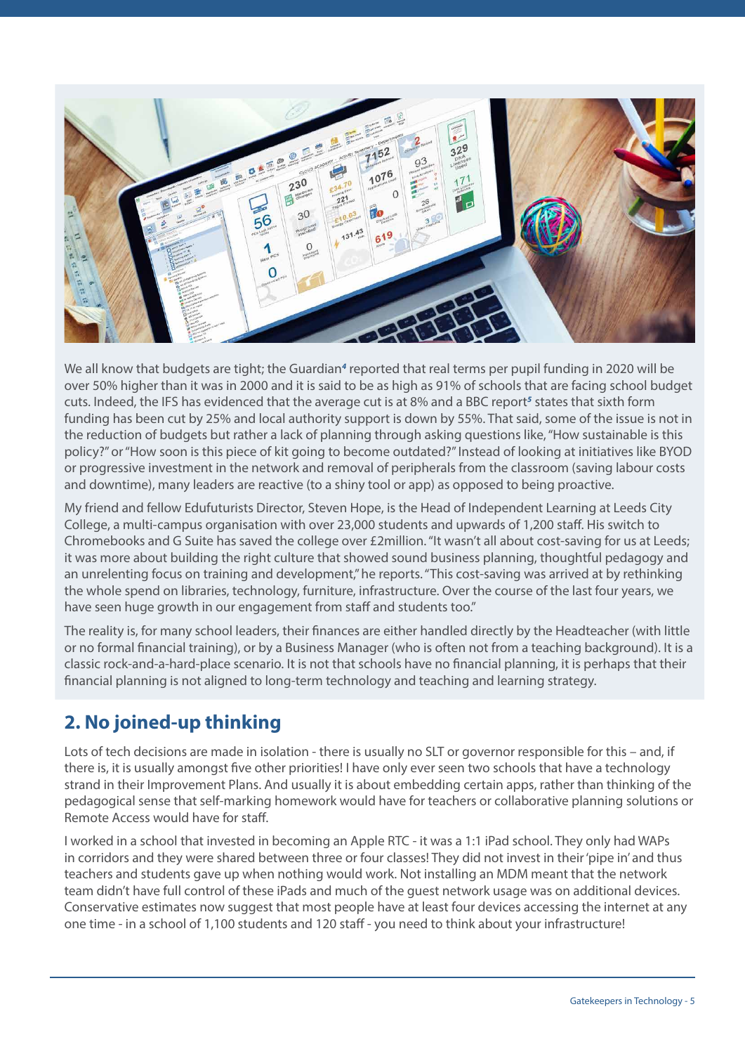We all know that budgets are tight; the Guardian[4] reported that real terms per pupil funding in 2020 will be over 50% higher than it was in 2000 and it is said to be as high as 91% of schools that are facing school budget cuts. Indeed, the IFS has evidenced that the average cut is at 8% and a BBC report[5] states that sixth form funding has been cut by 25% and local authority support is down by 55%. That said, some of the issue is not in the reduction of budgets but rather a lack of planning through asking questions like, "How sustainable is this policy?" or "How soon is this piece of kit going to become outdated?" Instead of looking at initiatives like BYOD or progressive investment in the network and removal of peripherals from the classroom (saving labour costs and downtime), many leaders are reactive (to a shiny tool or app) as opposed to being proactive.

My friend and fellow Edufuturists Director, Steven Hope, is the Head of Independent Learning at Leeds City College, a multi-campus organisation with over 23,000 students and upwards of 1,200 staff. His switch to Chromebooks and G Suite has saved the college over £2million. "It wasn't all about cost-saving for us at Leeds; it was more about building the right culture that showed sound business planning, thoughtful pedagogy and an unrelenting focus on training and development," he reports. "This cost-saving was arrived at by rethinking the whole spend on libraries, technology, furniture, infrastructure. Over the course of the last four years, we have seen huge growth in our engagement from staff and students too."

The reality is, for many school leaders, their finances are either handled directly by the Headteacher (with little or no formal financial training), or by a Business Manager (who is often not from a teaching background). It is a classic rock-and-a-hard-place scenario. It is not that schools have no financial planning, it is perhaps that their financial planning is not aligned to long-term technology and teaching and learning strategy.

## 2. No joined-up thinking

Lots of tech decisions are made in isolation - there is usually no SLT or governor responsible for this – and, if there is, it is usually amongst five other priorities! I have only ever seen two schools that have a technology strand in their Improvement Plans. And usually it is about embedding certain apps, rather than thinking of the pedagogical sense that self-marking homework would have for teachers or collaborative planning solutions or Remote Access would have for staff.

I worked in a school that invested in becoming an Apple RTC - it was a 1:1 iPad school. They only had WAPs in corridors and they were shared between three or four classes! They did not invest in their 'pipe in' and thus teachers and students gave up when nothing would work. Not installing an MDM meant that the network team didn't have full control of these iPads and much of the guest network usage was on additional devices. Conservative estimates now suggest that most people have at least four devices accessing the internet at any one time - in a school of 1,100 students and 120 staff - you need to think about your infrastructure!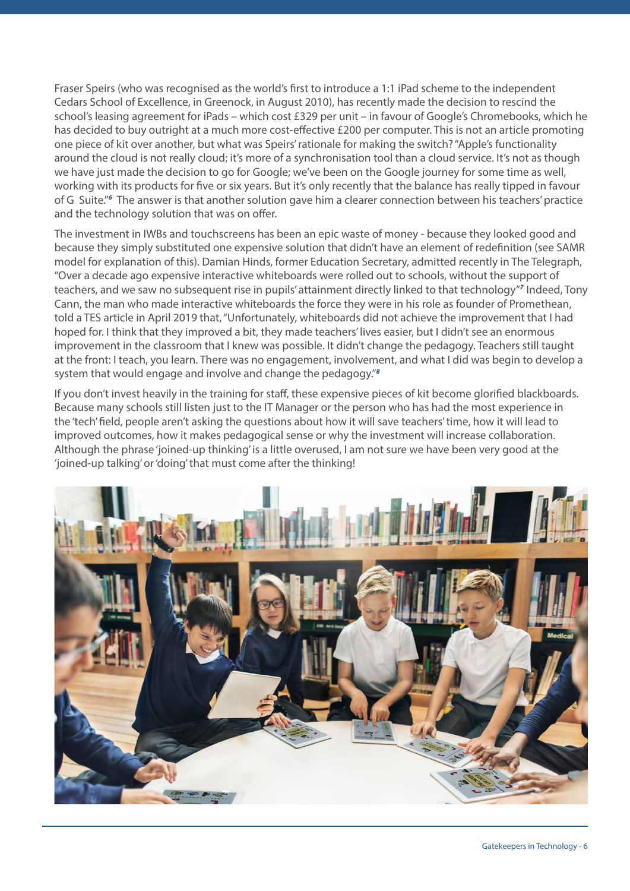Fraser Speirs (who was recognised as the world's first to introduce a 1:1 iPad scheme to the independent Cedars School of Excellence, in Greenock, in August 2010), has recently made the decision to rescind the school's leasing agreement for iPads – which cost £329 per unit – in favour of Google's Chromebooks, which he has decided to buy outright at a much more cost-effective £200 per computer. This is not an article promoting one piece of kit over another, but what was Speirs' rationale for making the switch? "Apple's functionality around the cloud is not really cloud; it's more of a synchronisation tool than a cloud service. It's not as though we have just made the decision to go for Google; we've been on the Google journey for some time as well, working with its products for five or six years. But it's only recently that the balance has really tipped in favour of G Suite."[6] The answer is that another solution gave him a clearer connection between his teachers' practice and the technology solution that was on offer.

The investment in IWBs and touchscreens has been an epic waste of money - because they looked good and because they simply substituted one expensive solution that didn't have an element of redefinition (see SAMR model for explanation of this). Damian Hinds, former Education Secretary, admitted recently in The Telegraph, "Over a decade ago expensive interactive whiteboards were rolled out to schools, without the support of teachers, and we saw no subsequent rise in pupils' attainment directly linked to that technology"[7] Indeed, Tony Cann, the man who made interactive whiteboards the force they were in his role as founder of Promethean, told a TES article in April 2019 that, "Unfortunately, whiteboards did not achieve the improvement that I had hoped for. I think that they improved a bit, they made teachers' lives easier, but I didn't see an enormous improvement in the classroom that I knew was possible. It didn't change the pedagogy. Teachers still taught at the front: I teach, you learn. There was no engagement, involvement, and what I did was begin to develop a system that would engage and involve and change the pedagogy."[8]

If you don't invest heavily in the training for staff, these expensive pieces of kit become glorified blackboards. Because many schools still listen just to the IT Manager or the person who has had the most experience in the 'tech' field, people aren't asking the questions about how it will save teachers' time, how it will lead to improved outcomes, how it makes pedagogical sense or why the investment will increase collaboration. Although the phrase 'joined-up thinking' is a little overused, I am not sure we have been very good at the 'joined-up talking' or 'doing' that must come after the thinking!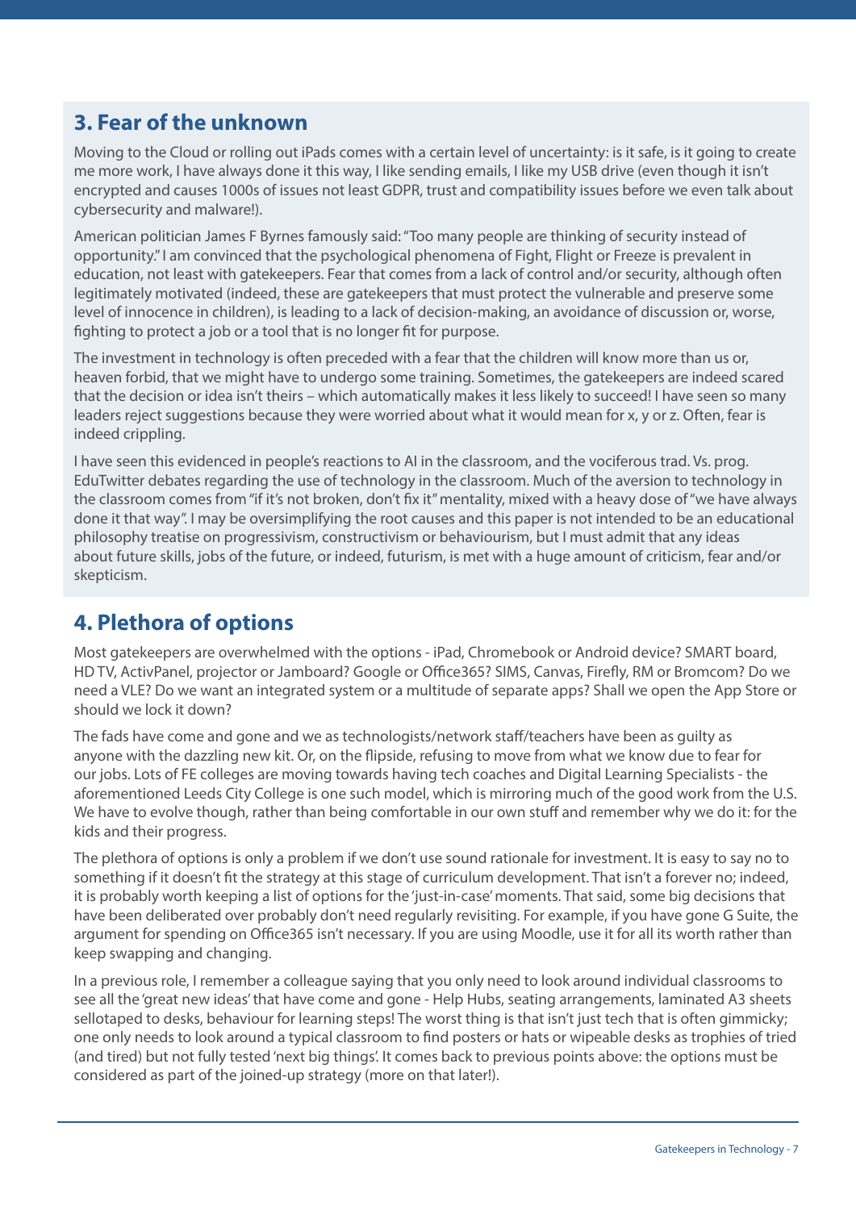## 3. Fear of the unknown

Moving to the Cloud or rolling out iPads comes with a certain level of uncertainty: is it safe, is it going to create me more work, I have always done it this way, I like sending emails, I like my USB drive (even though it isn't encrypted and causes 1000s of issues not least GDPR, trust and compatibility issues before we even talk about cybersecurity and malware!).

American politician James F Byrnes famously said: "Too many people are thinking of security instead of opportunity." I am convinced that the psychological phenomena of Fight, Flight or Freeze is prevalent in education, not least with gatekeepers. Fear that comes from a lack of control and/or security, although often legitimately motivated (indeed, these are gatekeepers that must protect the vulnerable and preserve some level of innocence in children), is leading to a lack of decision-making, an avoidance of discussion or, worse, fighting to protect a job or a tool that is no longer fit for purpose.

The investment in technology is often preceded with a fear that the children will know more than us or, heaven forbid, that we might have to undergo some training. Sometimes, the gatekeepers are indeed scared that the decision or idea isn't theirs – which automatically makes it less likely to succeed! I have seen so many leaders reject suggestions because they were worried about what it would mean for x, y or z. Often, fear is indeed crippling.

I have seen this evidenced in people's reactions to AI in the classroom, and the vociferous trad. Vs. prog. EduTwitter debates regarding the use of technology in the classroom. Much of the aversion to technology in the classroom comes from "if it's not broken, don't fix it" mentality, mixed with a heavy dose of "we have always done it that way". I may be oversimplifying the root causes and this paper is not intended to be an educational philosophy treatise on progressivism, constructivism or behaviourism, but I must admit that any ideas about future skills, jobs of the future, or indeed, futurism, is met with a huge amount of criticism, fear and/or skepticism.

## 4. Plethora of options

Most gatekeepers are overwhelmed with the options - iPad, Chromebook or Android device? SMART board, HD TV, ActivPanel, projector or Jamboard? Google or Office365? SIMS, Canvas, Firefly, RM or Bromcom? Do we need a VLE? Do we want an integrated system or a multitude of separate apps? Shall we open the App Store or should we lock it down?

The fads have come and gone and we as technologists/network staff/teachers have been as guilty as anyone with the dazzling new kit. Or, on the flipside, refusing to move from what we know due to fear for our jobs. Lots of FE colleges are moving towards having tech coaches and Digital Learning Specialists - the aforementioned Leeds City College is one such model, which is mirroring much of the good work from the U.S. We have to evolve though, rather than being comfortable in our own stuff and remember why we do it: for the kids and their progress.

The plethora of options is only a problem if we don't use sound rationale for investment. It is easy to say no to something if it doesn't fit the strategy at this stage of curriculum development. That isn't a forever no; indeed, it is probably worth keeping a list of options for the 'just-in-case' moments. That said, some big decisions that have been deliberated over probably don't need regularly revisiting. For example, if you have gone G Suite, the argument for spending on Office365 isn't necessary. If you are using Moodle, use it for all its worth rather than keep swapping and changing.

In a previous role, I remember a colleague saying that you only need to look around individual classrooms to see all the 'great new ideas' that have come and gone - Help Hubs, seating arrangements, laminated A3 sheets sellotaped to desks, behaviour for learning steps! The worst thing is that isn't just tech that is often gimmicky; one only needs to look around a typical classroom to find posters or hats or wipeable desks as trophies of tried (and tired) but not fully tested 'next big things'. It comes back to previous points above: the options must be considered as part of the joined-up strategy (more on that later!).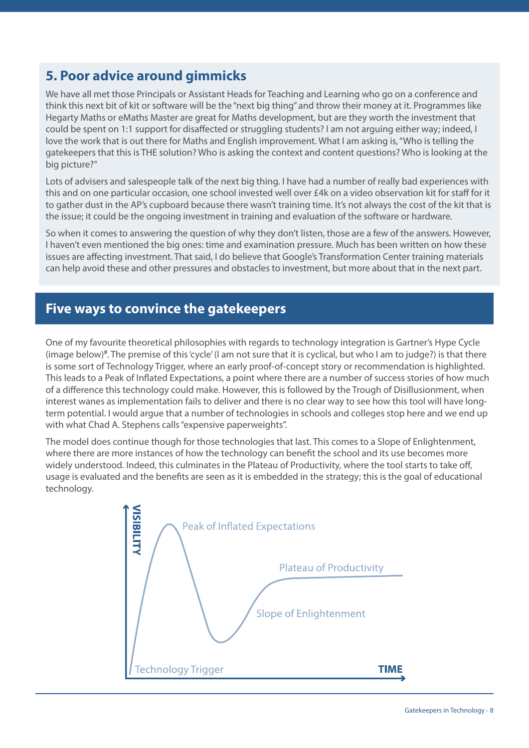## 5. Poor advice around gimmicks

We have all met those Principals or Assistant Heads for Teaching and Learning who go on a conference and think this next bit of kit or software will be the "next big thing" and throw their money at it. Programmes like Hegarty Maths or eMaths Master are great for Maths development, but are they worth the investment that could be spent on 1:1 support for disaffected or struggling students? I am not arguing either way; indeed, I love the work that is out there for Maths and English improvement. What I am asking is, "Who is telling the gatekeepers that this is THE solution? Who is asking the context and content questions? Who is looking at the big picture?"

Lots of advisers and salespeople talk of the next big thing. I have had a number of really bad experiences with this and on one particular occasion, one school invested well over £4k on a video observation kit for staff for it to gather dust in the AP's cupboard because there wasn't training time. It's not always the cost of the kit that is the issue; it could be the ongoing investment in training and evaluation of the software or hardware.

So when it comes to answering the question of why they don't listen, those are a few of the answers. However, I haven't even mentioned the big ones: time and examination pressure. Much has been written on how these issues are affecting investment. That said, I do believe that Google's Transformation Center training materials can help avoid these and other pressures and obstacles to investment, but more about that in the next part.

## Five ways to convince the gatekeepers

One of my favourite theoretical philosophies with regards to technology integration is Gartner's Hype Cycle (image below)[9]. The premise of this 'cycle' (I am not sure that it is cyclical, but who I am to judge?) is that there is some sort of Technology Trigger, where an early proof-of-concept story or recommendation is highlighted. This leads to a Peak of Inflated Expectations, a point where there are a number of success stories of how much of a difference this technology could make. However, this is followed by the Trough of Disillusionment, when interest wanes as implementation fails to deliver and there is no clear way to see how this tool will have long-term potential. I would argue that a number of technologies in schools and colleges stop here and we end up with what Chad A. Stephens calls "expensive paperweights".

The model does continue though for those technologies that last. This comes to a Slope of Enlightenment, where there are more instances of how the technology can benefit the school and its use becomes more widely understood. Indeed, this culminates in the Plateau of Productivity, where the tool starts to take off, usage is evaluated and the benefits are seen as it is embedded in the strategy; this is the goal of educational technology.

VISIBILITY
Peak of Inflated Expectations
Plateau of Productivity
Slope of Enlightenment
Technology Trigger
TIME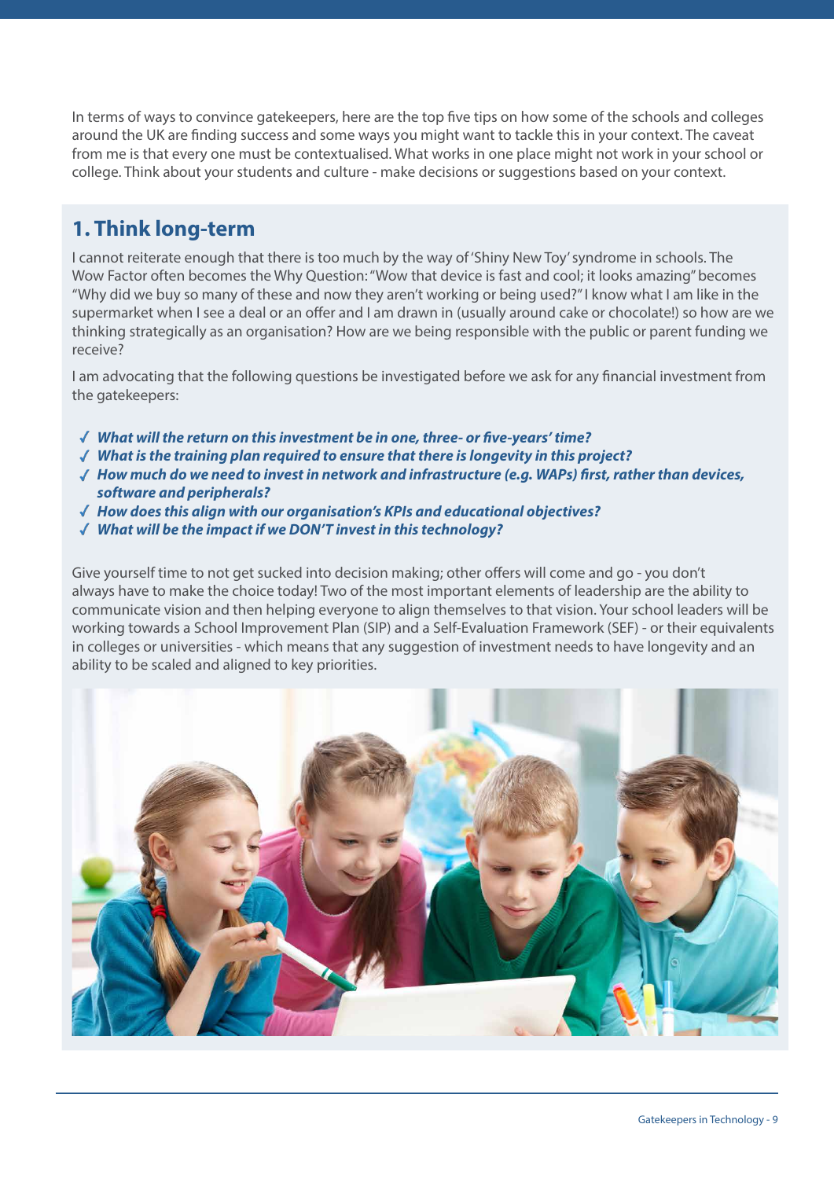In terms of ways to convince gatekeepers, here are the top five tips on how some of the schools and colleges around the UK are finding success and some ways you might want to tackle this in your context. The caveat from me is that every one must be contextualised. What works in one place might not work in your school or college. Think about your students and culture - make decisions or suggestions based on your context.

## 1. Think long-term

I cannot reiterate enough that there is too much by the way of 'Shiny New Toy' syndrome in schools. The Wow Factor often becomes the Why Question: "Wow that device is fast and cool; it looks amazing" becomes "Why did we buy so many of these and now they aren't working or being used?" I know what I am like in the supermarket when I see a deal or an offer and I am drawn in (usually around cake or chocolate!) so how are we thinking strategically as an organisation? How are we being responsible with the public or parent funding we receive?

I am advocating that the following questions be investigated before we ask for any financial investment from the gatekeepers:

- ✓ ***What will the return on this investment be in one, three- or five-years' time?***
- ✓ ***What is the training plan required to ensure that there is longevity in this project?***
- ✓ ***How much do we need to invest in network and infrastructure (e.g. WAPs) first, rather than devices, software and peripherals?***
- ✓ ***How does this align with our organisation's KPIs and educational objectives?***
- ✓ ***What will be the impact if we DON'T invest in this technology?***

Give yourself time to not get sucked into decision making; other offers will come and go - you don't always have to make the choice today! Two of the most important elements of leadership are the ability to communicate vision and then helping everyone to align themselves to that vision. Your school leaders will be working towards a School Improvement Plan (SIP) and a Self-Evaluation Framework (SEF) - or their equivalents in colleges or universities - which means that any suggestion of investment needs to have longevity and an ability to be scaled and aligned to key priorities.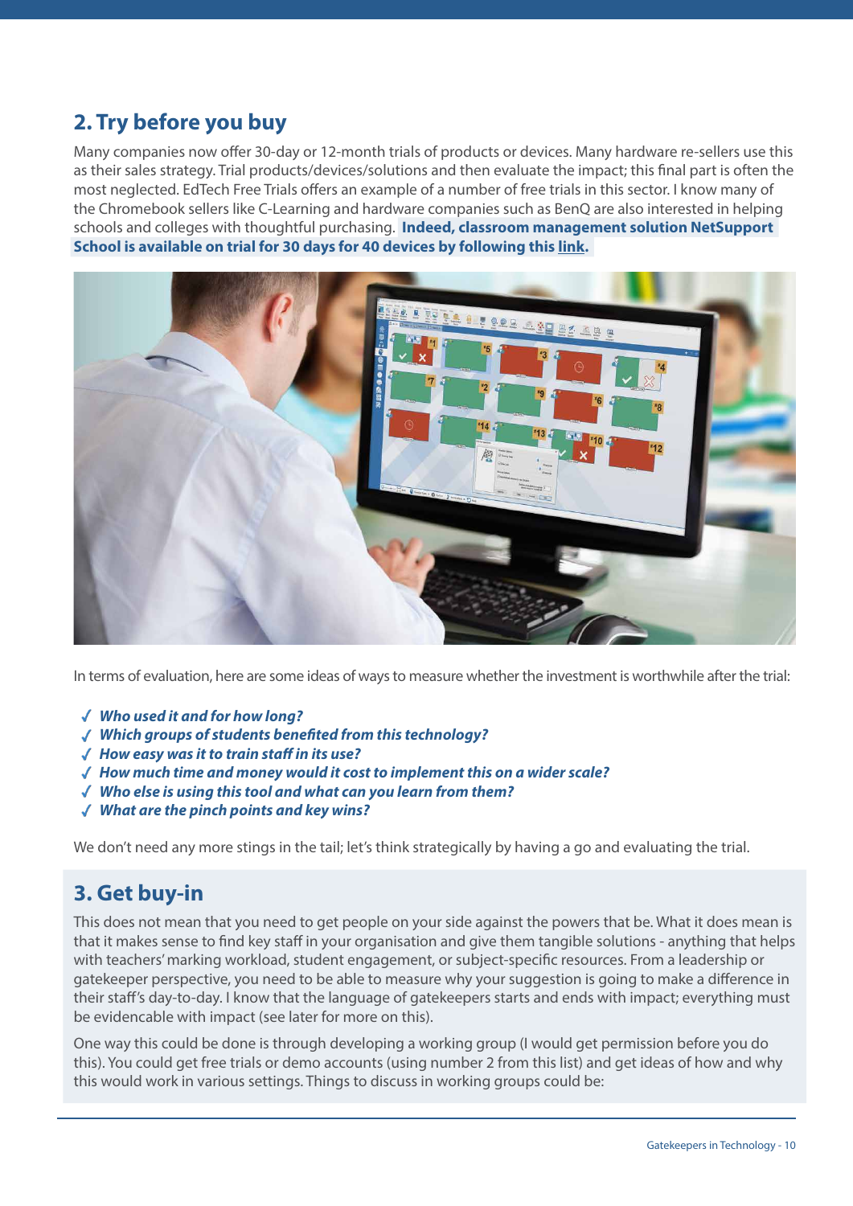## 2. Try before you buy

Many companies now offer 30-day or 12-month trials of products or devices. Many hardware re-sellers use this as their sales strategy. Trial products/devices/solutions and then evaluate the impact; this final part is often the most neglected. EdTech Free Trials offers an example of a number of free trials in this sector. I know many of the Chromebook sellers like C-Learning and hardware companies such as BenQ are also interested in helping schools and colleges with thoughtful purchasing. **Indeed, classroom management solution NetSupport School is available on trial for 30 days for 40 devices by following this link.**

In terms of evaluation, here are some ideas of ways to measure whether the investment is worthwhile after the trial:

- ***Who used it and for how long?***
- ***Which groups of students benefited from this technology?***
- ***How easy was it to train staff in its use?***
- ***How much time and money would it cost to implement this on a wider scale?***
- ***Who else is using this tool and what can you learn from them?***
- ***What are the pinch points and key wins?***

We don't need any more stings in the tail; let's think strategically by having a go and evaluating the trial.

## 3. Get buy-in

This does not mean that you need to get people on your side against the powers that be. What it does mean is that it makes sense to find key staff in your organisation and give them tangible solutions - anything that helps with teachers' marking workload, student engagement, or subject-specific resources. From a leadership or gatekeeper perspective, you need to be able to measure why your suggestion is going to make a difference in their staff's day-to-day. I know that the language of gatekeepers starts and ends with impact; everything must be evidencable with impact (see later for more on this).

One way this could be done is through developing a working group (I would get permission before you do this). You could get free trials or demo accounts (using number 2 from this list) and get ideas of how and why this would work in various settings. Things to discuss in working groups could be: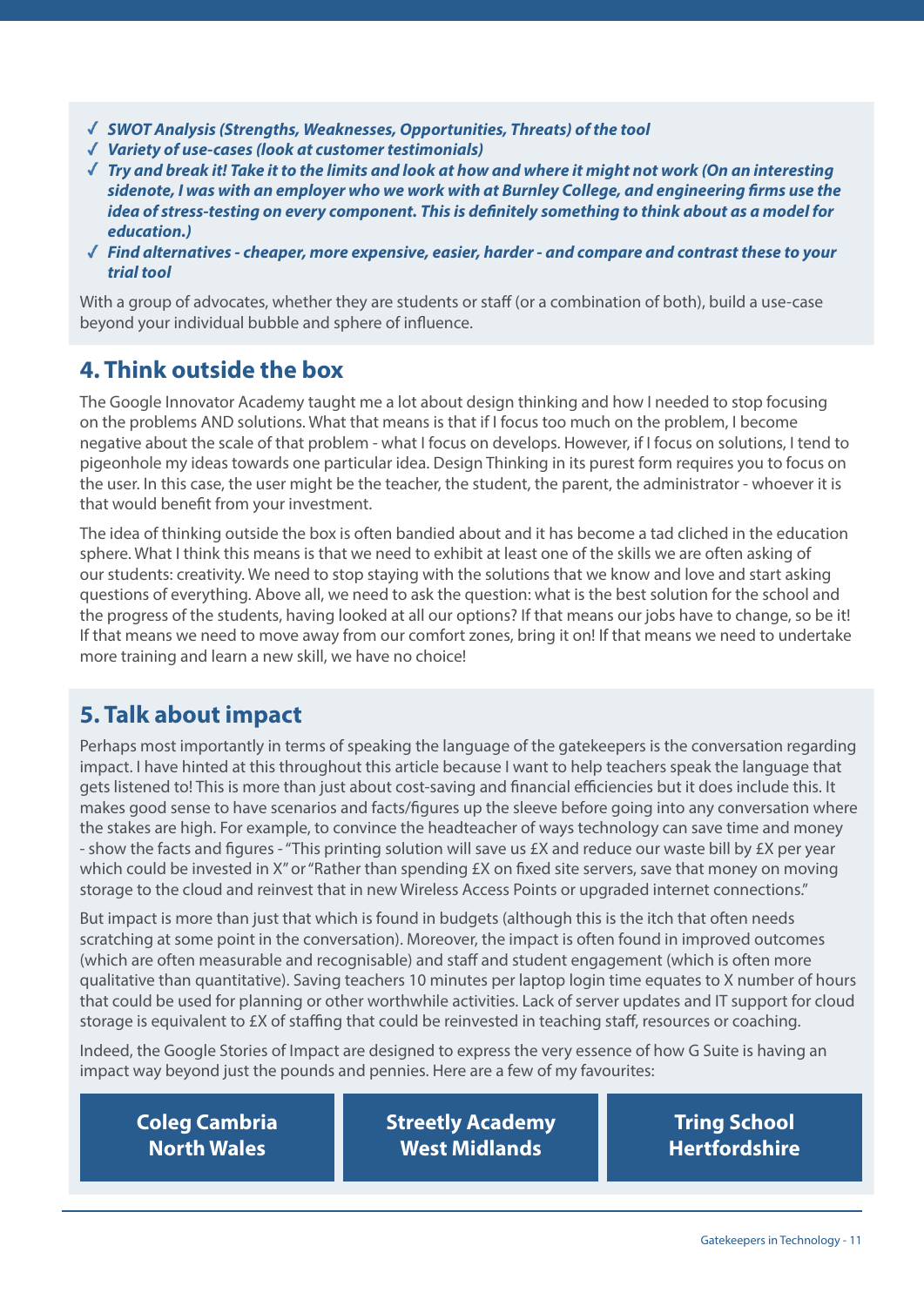- ✓ ***SWOT Analysis (Strengths, Weaknesses, Opportunities, Threats) of the tool***
- ✓ ***Variety of use-cases (look at customer testimonials)***
- ✓ ***Try and break it! Take it to the limits and look at how and where it might not work (On an interesting sidenote, I was with an employer who we work with at Burnley College, and engineering firms use the idea of stress-testing on every component. This is definitely something to think about as a model for education.)***
- ✓ ***Find alternatives - cheaper, more expensive, easier, harder - and compare and contrast these to your trial tool***

With a group of advocates, whether they are students or staff (or a combination of both), build a use-case beyond your individual bubble and sphere of influence.

## 4. Think outside the box

The Google Innovator Academy taught me a lot about design thinking and how I needed to stop focusing on the problems AND solutions. What that means is that if I focus too much on the problem, I become negative about the scale of that problem - what I focus on develops. However, if I focus on solutions, I tend to pigeonhole my ideas towards one particular idea. Design Thinking in its purest form requires you to focus on the user. In this case, the user might be the teacher, the student, the parent, the administrator - whoever it is that would benefit from your investment.

The idea of thinking outside the box is often bandied about and it has become a tad cliched in the education sphere. What I think this means is that we need to exhibit at least one of the skills we are often asking of our students: creativity. We need to stop staying with the solutions that we know and love and start asking questions of everything. Above all, we need to ask the question: what is the best solution for the school and the progress of the students, having looked at all our options? If that means our jobs have to change, so be it! If that means we need to move away from our comfort zones, bring it on! If that means we need to undertake more training and learn a new skill, we have no choice!

## 5. Talk about impact

Perhaps most importantly in terms of speaking the language of the gatekeepers is the conversation regarding impact. I have hinted at this throughout this article because I want to help teachers speak the language that gets listened to! This is more than just about cost-saving and financial efficiencies but it does include this. It makes good sense to have scenarios and facts/figures up the sleeve before going into any conversation where the stakes are high. For example, to convince the headteacher of ways technology can save time and money - show the facts and figures - "This printing solution will save us £X and reduce our waste bill by £X per year which could be invested in X" or "Rather than spending £X on fixed site servers, save that money on moving storage to the cloud and reinvest that in new Wireless Access Points or upgraded internet connections."

But impact is more than just that which is found in budgets (although this is the itch that often needs scratching at some point in the conversation). Moreover, the impact is often found in improved outcomes (which are often measurable and recognisable) and staff and student engagement (which is often more qualitative than quantitative). Saving teachers 10 minutes per laptop login time equates to X number of hours that could be used for planning or other worthwhile activities. Lack of server updates and IT support for cloud storage is equivalent to £X of staffing that could be reinvested in teaching staff, resources or coaching.

Indeed, the Google Stories of Impact are designed to express the very essence of how G Suite is having an impact way beyond just the pounds and pennies. Here are a few of my favourites:

**Coleg Cambria North Wales**

**Streetly Academy West Midlands**

**Tring School Hertfordshire**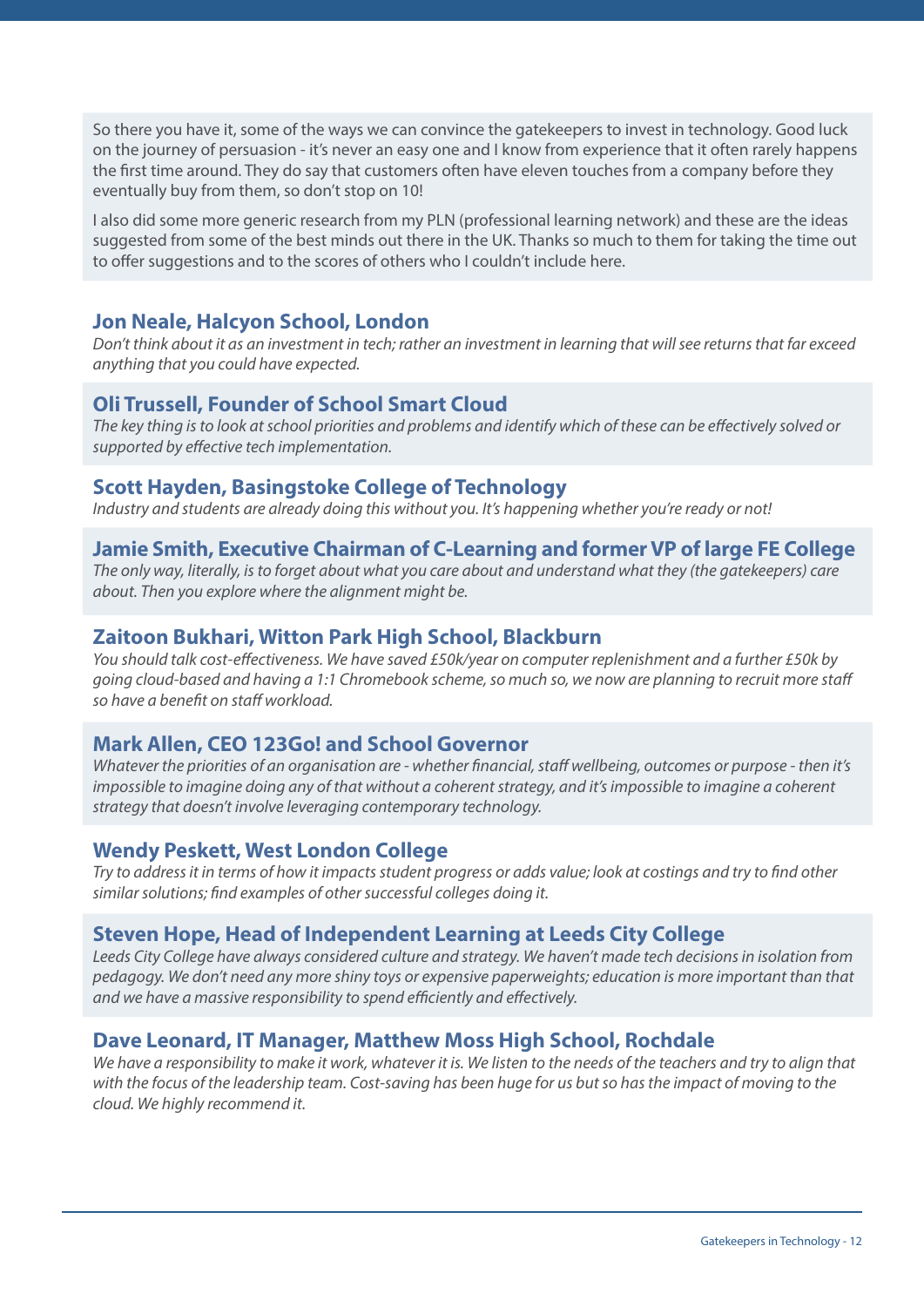So there you have it, some of the ways we can convince the gatekeepers to invest in technology. Good luck on the journey of persuasion - it's never an easy one and I know from experience that it often rarely happens the first time around. They do say that customers often have eleven touches from a company before they eventually buy from them, so don't stop on 10!

I also did some more generic research from my PLN (professional learning network) and these are the ideas suggested from some of the best minds out there in the UK. Thanks so much to them for taking the time out to offer suggestions and to the scores of others who I couldn't include here.

### Jon Neale, Halcyon School, London

*Don't think about it as an investment in tech; rather an investment in learning that will see returns that far exceed anything that you could have expected.*

### Oli Trussell, Founder of School Smart Cloud

*The key thing is to look at school priorities and problems and identify which of these can be effectively solved or supported by effective tech implementation.*

### Scott Hayden, Basingstoke College of Technology

*Industry and students are already doing this without you. It's happening whether you're ready or not!*

### Jamie Smith, Executive Chairman of C-Learning and former VP of large FE College

*The only way, literally, is to forget about what you care about and understand what they (the gatekeepers) care about. Then you explore where the alignment might be.*

### Zaitoon Bukhari, Witton Park High School, Blackburn

*You should talk cost-effectiveness. We have saved £50k/year on computer replenishment and a further £50k by going cloud-based and having a 1:1 Chromebook scheme, so much so, we now are planning to recruit more staff so have a benefit on staff workload.*

### Mark Allen, CEO 123Go! and School Governor

*Whatever the priorities of an organisation are - whether financial, staff wellbeing, outcomes or purpose - then it's impossible to imagine doing any of that without a coherent strategy, and it's impossible to imagine a coherent strategy that doesn't involve leveraging contemporary technology.*

### Wendy Peskett, West London College

*Try to address it in terms of how it impacts student progress or adds value; look at costings and try to find other similar solutions; find examples of other successful colleges doing it.*

### Steven Hope, Head of Independent Learning at Leeds City College

*Leeds City College have always considered culture and strategy. We haven't made tech decisions in isolation from pedagogy. We don't need any more shiny toys or expensive paperweights; education is more important than that and we have a massive responsibility to spend efficiently and effectively.*

### Dave Leonard, IT Manager, Matthew Moss High School, Rochdale

*We have a responsibility to make it work, whatever it is. We listen to the needs of the teachers and try to align that with the focus of the leadership team. Cost-saving has been huge for us but so has the impact of moving to the cloud. We highly recommend it.*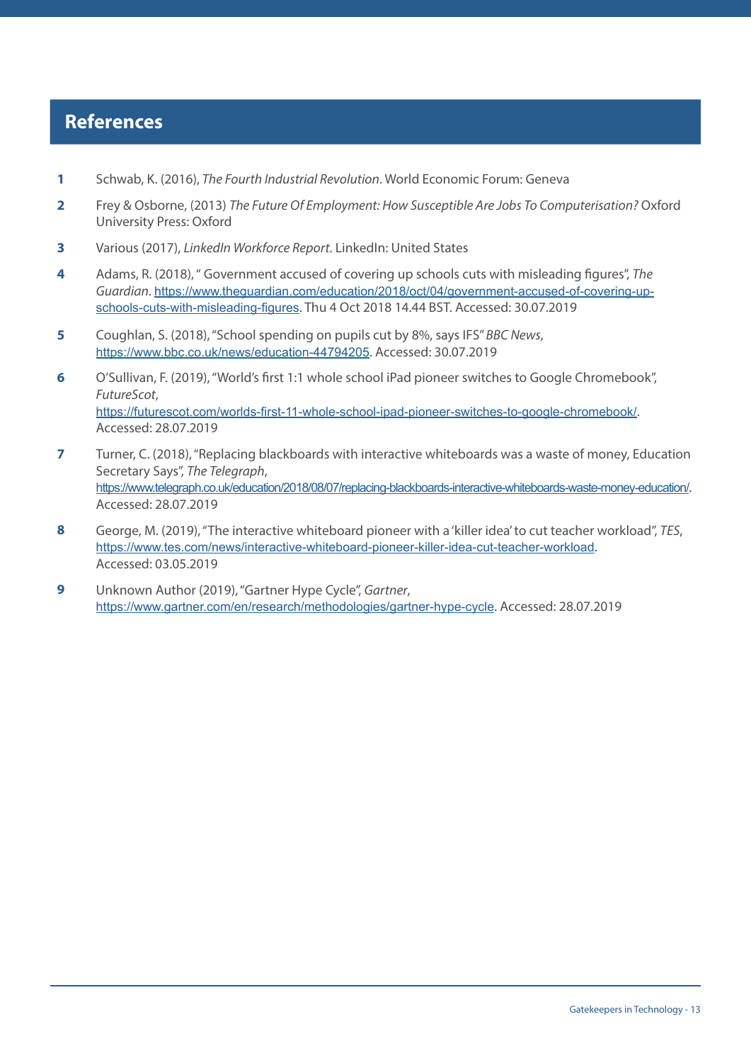## References

1. Schwab, K. (2016), *The Fourth Industrial Revolution*. World Economic Forum: Geneva

2. Frey & Osborne, (2013) *The Future Of Employment: How Susceptible Are Jobs To Computerisation?* Oxford University Press: Oxford

3. Various (2017), *LinkedIn Workforce Report*. LinkedIn: United States

4. Adams, R. (2018), " Government accused of covering up schools cuts with misleading figures", *The Guardian*. https://www.theguardian.com/education/2018/oct/04/government-accused-of-covering-up-schools-cuts-with-misleading-figures. Thu 4 Oct 2018 14.44 BST. Accessed: 30.07.2019

5. Coughlan, S. (2018), "School spending on pupils cut by 8%, says IFS" *BBC News*, https://www.bbc.co.uk/news/education-44794205. Accessed: 30.07.2019

6. O'Sullivan, F. (2019), "World's first 1:1 whole school iPad pioneer switches to Google Chromebook", *FutureScot*, https://futurescot.com/worlds-first-11-whole-school-ipad-pioneer-switches-to-google-chromebook/. Accessed: 28.07.2019

7. Turner, C. (2018), "Replacing blackboards with interactive whiteboards was a waste of money, Education Secretary Says", *The Telegraph*, https://www.telegraph.co.uk/education/2018/08/07/replacing-blackboards-interactive-whiteboards-waste-money-education/. Accessed: 28.07.2019

8. George, M. (2019), "The interactive whiteboard pioneer with a 'killer idea' to cut teacher workload", *TES*, https://www.tes.com/news/interactive-whiteboard-pioneer-killer-idea-cut-teacher-workload. Accessed: 03.05.2019

9. Unknown Author (2019), "Gartner Hype Cycle", *Gartner*, https://www.gartner.com/en/research/methodologies/gartner-hype-cycle. Accessed: 28.07.2019